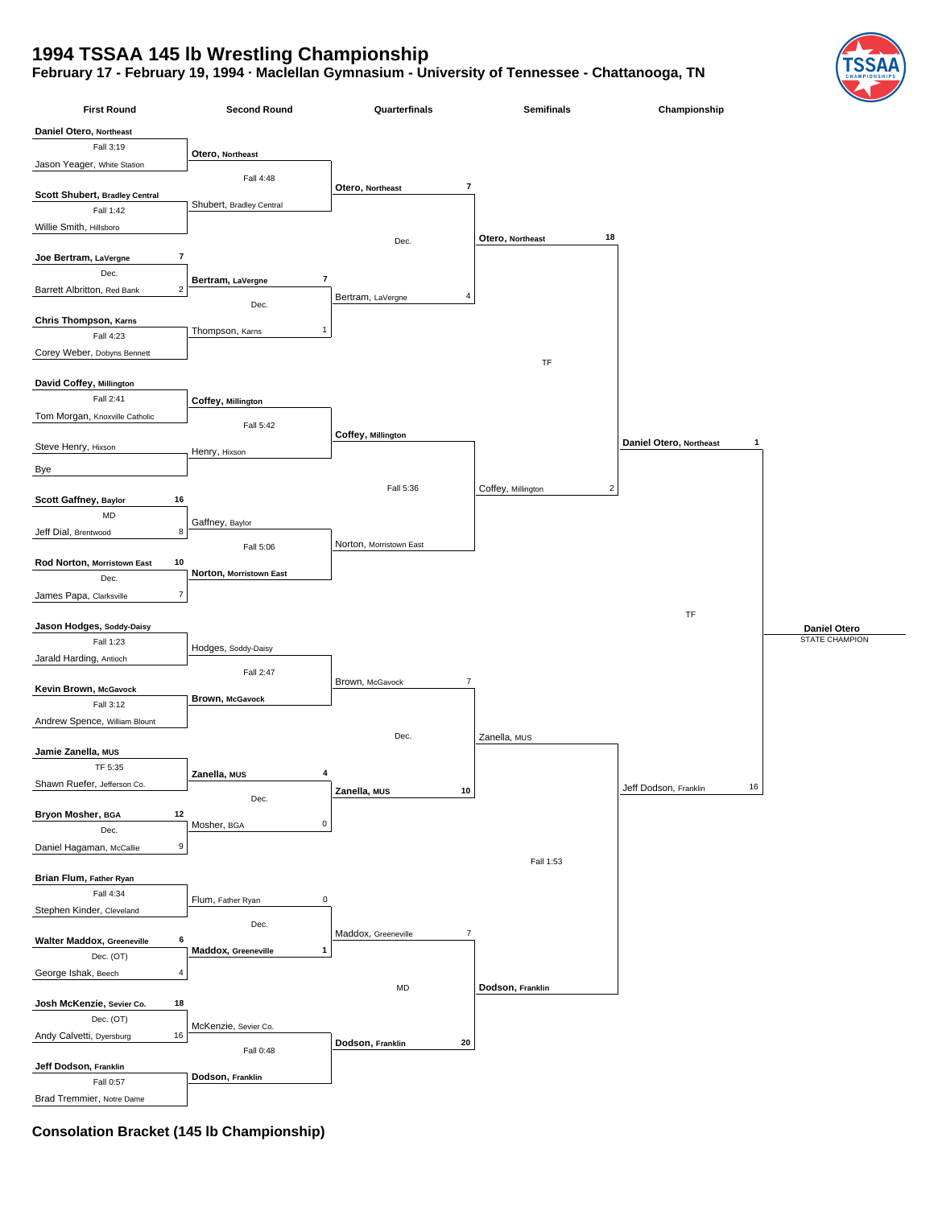# 1994 TSSAA 145 lb Wrestling Championship

**February 17 - February 19, 1994 · Maclellan Gymnasium - University of Tennessee - Chattanooga, TN**

## First Round

| Winner | Score | Result | Opponent | Score |
|---|---|---|---|---|
| **Daniel Otero**, Northeast | | Fall 3:19 | Jason Yeager, White Station | |
| **Scott Shubert**, Bradley Central | | Fall 1:42 | Willie Smith, Hillsboro | |
| **Joe Bertram**, LaVergne | 7 | Dec. | Barrett Albritton, Red Bank | 2 |
| **Chris Thompson**, Karns | | Fall 4:23 | Corey Weber, Dobyns Bennett | |
| **David Coffey**, Millington | | Fall 2:41 | Tom Morgan, Knoxville Catholic | |
| Steve Henry, Hixson | | | Bye | |
| **Scott Gaffney**, Baylor | 16 | MD | Jeff Dial, Brentwood | 8 |
| **Rod Norton**, Morristown East | 10 | Dec. | James Papa, Clarksville | 7 |
| **Jason Hodges**, Soddy-Daisy | | Fall 1:23 | Jarald Harding, Antioch | |
| **Kevin Brown**, McGavock | | Fall 3:12 | Andrew Spence, William Blount | |
| **Jamie Zanella**, MUS | | TF 5:35 | Shawn Ruefer, Jefferson Co. | |
| **Bryon Mosher**, BGA | 12 | Dec. | Daniel Hagaman, McCallie | 9 |
| **Brian Flum**, Father Ryan | | Fall 4:34 | Stephen Kinder, Cleveland | |
| **Walter Maddox**, Greeneville | 6 | Dec. (OT) | George Ishak, Beech | 4 |
| **Josh McKenzie**, Sevier Co. | 18 | Dec. (OT) | Andy Calvetti, Dyersburg | 16 |
| **Jeff Dodson**, Franklin | | Fall 0:57 | Brad Tremmier, Notre Dame | |

## Second Round

| Wrestler | Score | Result | Wrestler | Score |
|---|---|---|---|---|
| **Otero**, Northeast | | Fall 4:48 | Shubert, Bradley Central | |
| **Bertram**, LaVergne | 7 | Dec. | Thompson, Karns | 1 |
| **Coffey**, Millington | | Fall 5:42 | Henry, Hixson | |
| Gaffney, Baylor | | Fall 5:06 | **Norton**, Morristown East | |
| Hodges, Soddy-Daisy | | Fall 2:47 | **Brown**, McGavock | |
| **Zanella**, MUS | 4 | Dec. | Mosher, BGA | 0 |
| Flum, Father Ryan | 0 | Dec. | **Maddox**, Greeneville | 1 |
| McKenzie, Sevier Co. | | Fall 0:48 | **Dodson**, Franklin | |

## Quarterfinals

| Wrestler | Score | Result | Wrestler | Score |
|---|---|---|---|---|
| **Otero**, Northeast | 7 | Dec. | Bertram, LaVergne | 4 |
| **Coffey**, Millington | | Fall 5:36 | Norton, Morristown East | |
| Brown, McGavock | 7 | Dec. | **Zanella**, MUS | 10 |
| Maddox, Greeneville | 7 | MD | **Dodson**, Franklin | 20 |

## Semifinals

| Wrestler | Score | Result | Wrestler | Score |
|---|---|---|---|---|
| **Otero**, Northeast | 18 | TF | Coffey, Millington | 2 |
| Zanella, MUS | | Fall 1:53 | **Dodson**, Franklin | |

## Championship

| Wrestler | Score | Result | Wrestler | Score |
|---|---|---|---|---|
| **Daniel Otero**, Northeast | 1 | TF | Jeff Dodson, Franklin | 16 |

**Daniel Otero**
STATE CHAMPION

**Consolation Bracket (145 lb Championship)**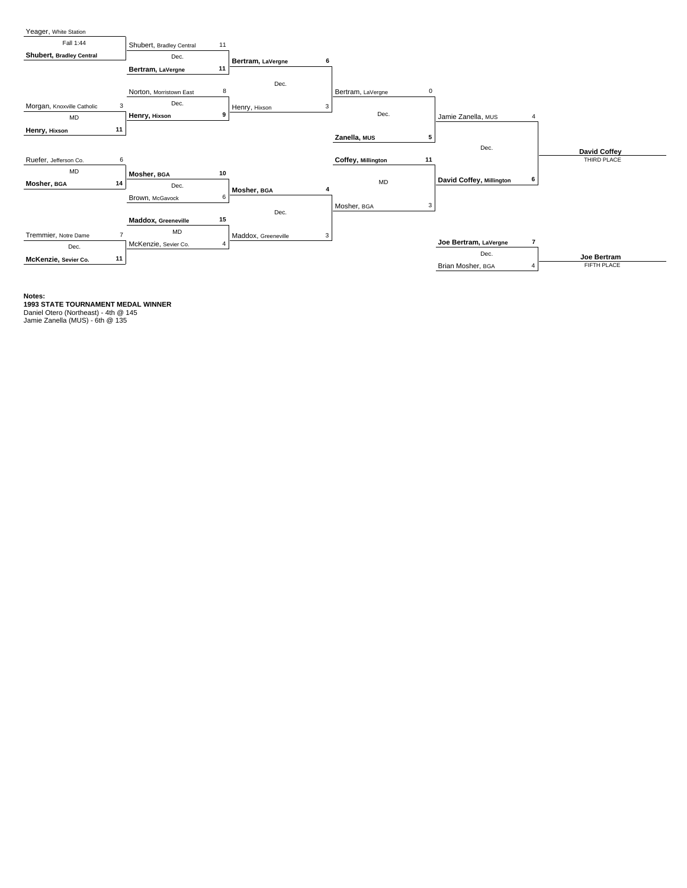Yeager, White Station
Fall 1:44
**Shubert, Bradley Central**

Shubert, Bradley Central 11
Dec.
**Bertram, LaVergne** 11

**Bertram, LaVergne** 6
Dec.

Norton, Morristown East 8
Dec.
**Henry, Hixson** 9

Henry, Hixson 3

Morgan, Knoxville Catholic 3
MD
**Henry, Hixson** 11

Bertram, LaVergne 0
Dec.
**Zanella, MUS** 5

Jamie Zanella, MUS 4
Dec.

Ruefer, Jefferson Co. 6
MD
**Mosher, BGA** 14

**Mosher, BGA** 10
Dec.
Brown, McGavock 6

**Mosher, BGA** 4
Dec.

**Maddox, Greeneville** 15
MD
McKenzie, Sevier Co. 4

Maddox, Greeneville 3

Tremmier, Notre Dame 7
Dec.
**McKenzie, Sevier Co.** 11

**Coffey, Millington** 11
MD
Mosher, BGA 3

**David Coffey, Millington** 6

**David Coffey**
THIRD PLACE

**Joe Bertram, LaVergne** 7
Dec.
Brian Mosher, BGA 4

**Joe Bertram**
FIFTH PLACE

**Notes:**
**1993 STATE TOURNAMENT MEDAL WINNER**
Daniel Otero (Northeast) - 4th @ 145
Jamie Zanella (MUS) - 6th @ 135